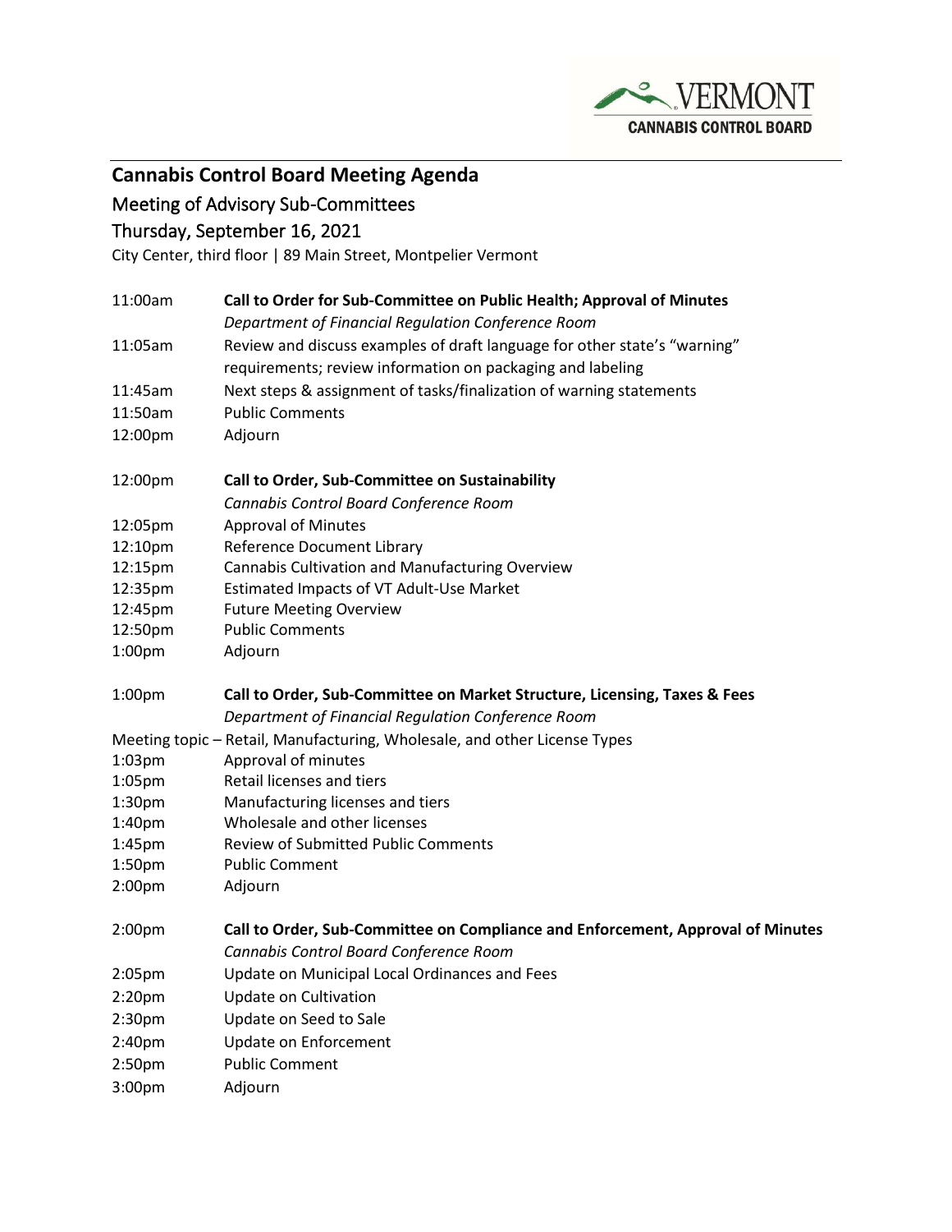VERMONT
CANNABIS CONTROL BOARD

## Cannabis Control Board Meeting Agenda

### Meeting of Advisory Sub-Committees

### Thursday, September 16, 2021

City Center, third floor | 89 Main Street, Montpelier Vermont

| | |
|---|---|
| 11:00am | **Call to Order for Sub-Committee on Public Health; Approval of Minutes** |
| | *Department of Financial Regulation Conference Room* |
| 11:05am | Review and discuss examples of draft language for other state's "warning" requirements; review information on packaging and labeling |
| 11:45am | Next steps & assignment of tasks/finalization of warning statements |
| 11:50am | Public Comments |
| 12:00pm | Adjourn |

| | |
|---|---|
| 12:00pm | **Call to Order, Sub-Committee on Sustainability** |
| | *Cannabis Control Board Conference Room* |
| 12:05pm | Approval of Minutes |
| 12:10pm | Reference Document Library |
| 12:15pm | Cannabis Cultivation and Manufacturing Overview |
| 12:35pm | Estimated Impacts of VT Adult-Use Market |
| 12:45pm | Future Meeting Overview |
| 12:50pm | Public Comments |
| 1:00pm | Adjourn |

| | |
|---|---|
| 1:00pm | **Call to Order, Sub-Committee on Market Structure, Licensing, Taxes & Fees** |
| | *Department of Financial Regulation Conference Room* |

Meeting topic – Retail, Manufacturing, Wholesale, and other License Types

| | |
|---|---|
| 1:03pm | Approval of minutes |
| 1:05pm | Retail licenses and tiers |
| 1:30pm | Manufacturing licenses and tiers |
| 1:40pm | Wholesale and other licenses |
| 1:45pm | Review of Submitted Public Comments |
| 1:50pm | Public Comment |
| 2:00pm | Adjourn |

| | |
|---|---|
| 2:00pm | **Call to Order, Sub-Committee on Compliance and Enforcement, Approval of Minutes** |
| | *Cannabis Control Board Conference Room* |
| 2:05pm | Update on Municipal Local Ordinances and Fees |
| 2:20pm | Update on Cultivation |
| 2:30pm | Update on Seed to Sale |
| 2:40pm | Update on Enforcement |
| 2:50pm | Public Comment |
| 3:00pm | Adjourn |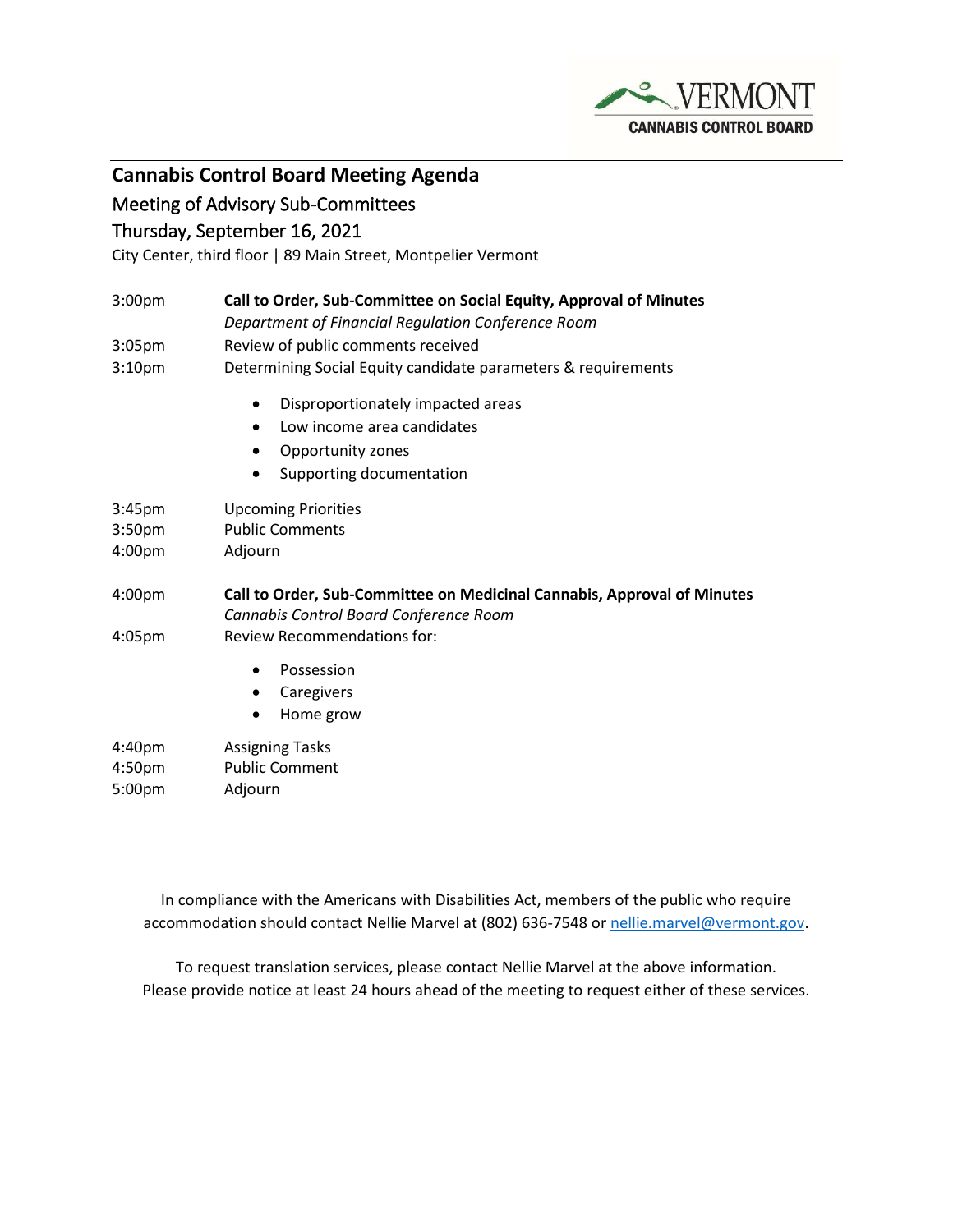VERMONT
CANNABIS CONTROL BOARD

# Cannabis Control Board Meeting Agenda

## Meeting of Advisory Sub-Committees

## Thursday, September 16, 2021

City Center, third floor | 89 Main Street, Montpelier Vermont

3:00pm **Call to Order, Sub-Committee on Social Equity, Approval of Minutes**
*Department of Financial Regulation Conference Room*

3:05pm Review of public comments received

3:10pm Determining Social Equity candidate parameters & requirements

- Disproportionately impacted areas
- Low income area candidates
- Opportunity zones
- Supporting documentation

3:45pm Upcoming Priorities

3:50pm Public Comments

4:00pm Adjourn

4:00pm **Call to Order, Sub-Committee on Medicinal Cannabis, Approval of Minutes**
*Cannabis Control Board Conference Room*

4:05pm Review Recommendations for:

- Possession
- Caregivers
- Home grow

4:40pm Assigning Tasks

4:50pm Public Comment

5:00pm Adjourn

In compliance with the Americans with Disabilities Act, members of the public who require accommodation should contact Nellie Marvel at (802) 636-7548 or nellie.marvel@vermont.gov.

To request translation services, please contact Nellie Marvel at the above information. Please provide notice at least 24 hours ahead of the meeting to request either of these services.